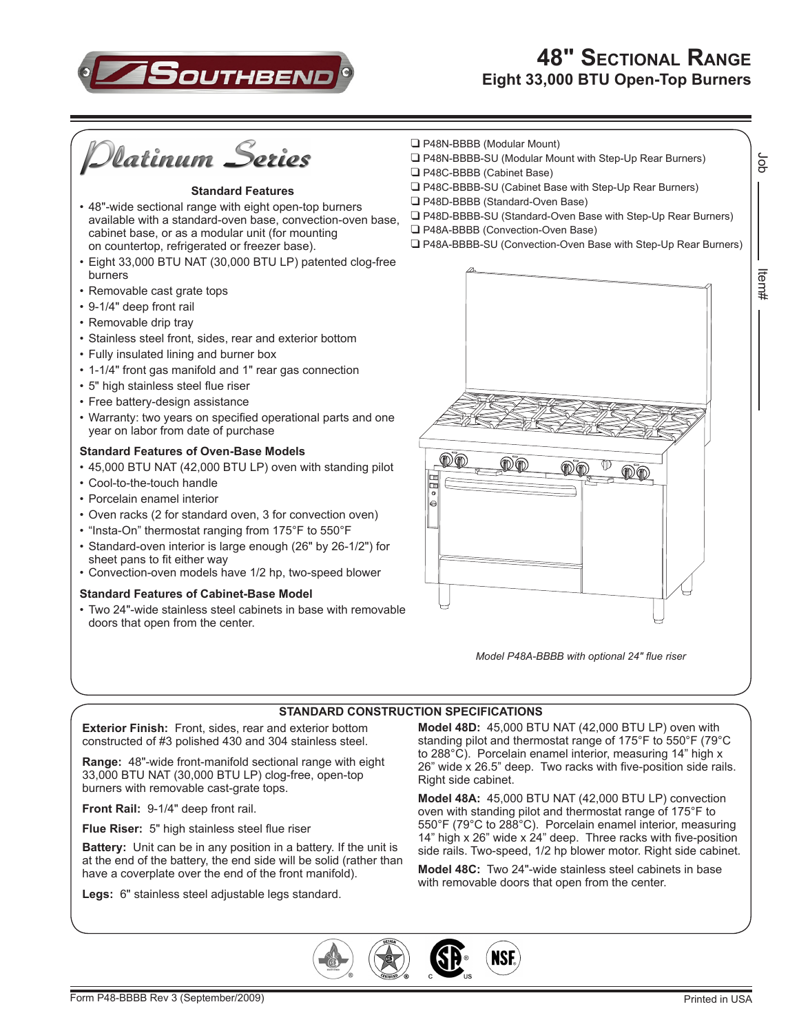# 48" Sectional Range

## Eight 33,000 BTU Open-Top Burners

*Platinum Series*

- ❑ P48N-BBBB (Modular Mount)
- ❑ P48N-BBBB-SU (Modular Mount with Step-Up Rear Burners)
- ❑ P48C-BBBB (Cabinet Base)
- ❑ P48C-BBBB-SU (Cabinet Base with Step-Up Rear Burners)
- ❑ P48D-BBBB (Standard-Oven Base)
- ❑ P48D-BBBB-SU (Standard-Oven Base with Step-Up Rear Burners)
- ❑ P48A-BBBB (Convection-Oven Base)
- ❑ P48A-BBBB-SU (Convection-Oven Base with Step-Up Rear Burners)

Job ______

Item# ______

### Standard Features

- 48"-wide sectional range with eight open-top burners available with a standard-oven base, convection-oven base, cabinet base, or as a modular unit (for mounting on countertop, refrigerated or freezer base).
- Eight 33,000 BTU NAT (30,000 BTU LP) patented clog-free burners
- Removable cast grate tops
- 9-1/4" deep front rail
- Removable drip tray
- Stainless steel front, sides, rear and exterior bottom
- Fully insulated lining and burner box
- 1-1/4" front gas manifold and 1" rear gas connection
- 5" high stainless steel flue riser
- Free battery-design assistance
- Warranty: two years on specified operational parts and one year on labor from date of purchase

### Standard Features of Oven-Base Models

- 45,000 BTU NAT (42,000 BTU LP) oven with standing pilot
- Cool-to-the-touch handle
- Porcelain enamel interior
- Oven racks (2 for standard oven, 3 for convection oven)
- "Insta-On" thermostat ranging from 175°F to 550°F
- Standard-oven interior is large enough (26" by 26-1/2") for sheet pans to fit either way
- Convection-oven models have 1/2 hp, two-speed blower

### Standard Features of Cabinet-Base Model

- Two 24"-wide stainless steel cabinets in base with removable doors that open from the center.

*Model P48A-BBBB with optional 24" flue riser*

## STANDARD CONSTRUCTION SPECIFICATIONS

**Exterior Finish:** Front, sides, rear and exterior bottom constructed of #3 polished 430 and 304 stainless steel.

**Range:** 48"-wide front-manifold sectional range with eight 33,000 BTU NAT (30,000 BTU LP) clog-free, open-top burners with removable cast-grate tops.

**Front Rail:** 9-1/4" deep front rail.

**Flue Riser:** 5" high stainless steel flue riser

**Battery:** Unit can be in any position in a battery. If the unit is at the end of the battery, the end side will be solid (rather than have a coverplate over the end of the front manifold).

**Legs:** 6" stainless steel adjustable legs standard.

**Model 48D:** 45,000 BTU NAT (42,000 BTU LP) oven with standing pilot and thermostat range of 175°F to 550°F (79°C to 288°C). Porcelain enamel interior, measuring 14" high x 26" wide x 26.5" deep. Two racks with five-position side rails. Right side cabinet.

**Model 48A:** 45,000 BTU NAT (42,000 BTU LP) convection oven with standing pilot and thermostat range of 175°F to 550°F (79°C to 288°C). Porcelain enamel interior, measuring 14" high x 26" wide x 24" deep. Three racks with five-position side rails. Two-speed, 1/2 hp blower motor. Right side cabinet.

**Model 48C:** Two 24"-wide stainless steel cabinets in base with removable doors that open from the center.

Form P48-BBBB Rev 3 (September/2009)

Printed in USA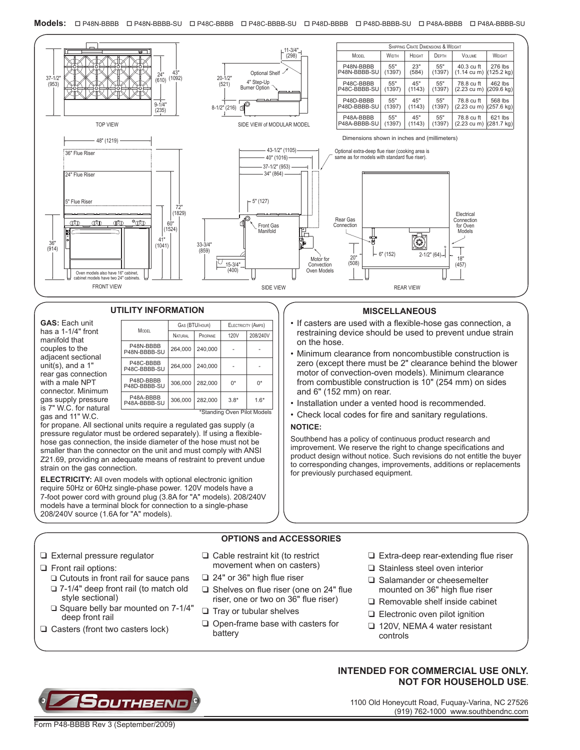**Models:** ☐ P48N-BBBB ☐ P48N-BBBB-SU ☐ P48C-BBBB ☐ P48C-BBBB-SU ☐ P48D-BBBB ☐ P48D-BBBB-SU ☐ P48A-BBBB ☐ P48A-BBBB-SU

TOP VIEW

37-1/2" (953)
24" (610)
43" (1092)
9-1/4" (235)

SIDE VIEW of MODULAR MODEL

11-3/4" (298)
Optional Shelf
20-1/2" (521)
4" Step-Up Burner Option
8-1/2" (216)

| Shipping Crate Dimensions & Weight | | | | | |
|---|---|---|---|---|---|
| Model | Width | Height | Depth | Volume | Weight |
| P48N-BBBB P48N-BBBB-SU | 55" (1397) | 23" (584) | 55" (1397) | 40.3 cu ft (1.14 cu m) | 276 lbs (125.2 kg) |
| P48C-BBBB P48C-BBBB-SU | 55" (1397) | 45" (1143) | 55" (1397) | 78.8 cu ft (2.23 cu m) | 462 lbs (209.6 kg) |
| P48D-BBBB P48D-BBBB-SU | 55" (1397) | 45" (1143) | 55" (1397) | 78.8 cu ft (2.23 cu m) | 568 lbs (257.6 kg) |
| P48A-BBBB P48A-BBBB-SU | 55" (1397) | 45" (1143) | 55" (1397) | 78.8 cu ft (2.23 cu m) | 621 lbs (281.7 kg) |

Dimensions shown in inches and (millimeters)

FRONT VIEW

48" (1219)
36" Flue Riser
24" Flue Riser
5" Flue Riser
72" (1829)
60" (1524)
41" (1041)
36" (914)
Oven models also have 16" cabinet, cabinet models have two 24" cabinets.

SIDE VIEW

43-1/2" (1105)
40" (1016)
37-1/2" (953)
34" (864)
5" (127)
Front Gas Manifold
33-3/4" (859)
15-3/4" (400)
Motor for Convection Oven Models

REAR VIEW

Optional extra-deep flue riser (cooking area is same as for models with standard flue riser).
Rear Gas Connection
Electrical Connection for Oven Models
20" (508)
6" (152)
2-1/2" (64)
18" (457)

## UTILITY INFORMATION

**GAS:** Each unit has a 1-1/4" front manifold that couples to the adjacent sectional unit(s), and a 1" rear gas connection with a male NPT connector. Minimum gas supply pressure is 7" W.C. for natural gas and 11" W.C. for propane. All sectional units require a regulated gas supply (a pressure regulator must be ordered separately). If using a flexible-hose gas connection, the inside diameter of the hose must not be smaller than the connector on the unit and must comply with ANSI Z21.69, providing an adequate means of restraint to prevent undue strain on the gas connection.

| Model | Gas (BTU/hour) | | Electricity (Amps) | |
|---|---|---|---|---|
| | Natural | Propane | 120V | 208/240V |
| P48N-BBBB P48N-BBBB-SU | 264,000 | 240,000 | - | - |
| P48C-BBBB P48C-BBBB-SU | 264,000 | 240,000 | - | - |
| P48D-BBBB P48D-BBBB-SU | 306,000 | 282,000 | 0* | 0* |
| P48A-BBBB P48A-BBBB-SU | 306,000 | 282,000 | 3.8* | 1.6* |

*Standing Oven Pilot Models

**ELECTRICITY:** All oven models with optional electronic ignition require 50Hz or 60Hz single-phase power. 120V models have a 7-foot power cord with ground plug (3.8A for "A" models). 208/240V models have a terminal block for connection to a single-phase 208/240V source (1.6A for "A" models).

## MISCELLANEOUS

- If casters are used with a flexible-hose gas connection, a restraining device should be used to prevent undue strain on the hose.
- Minimum clearance from noncombustible construction is zero (except there must be 2" clearance behind the blower motor of convection-oven models). Minimum clearance from combustible construction is 10" (254 mm) on sides and 6" (152 mm) on rear.
- Installation under a vented hood is recommended.
- Check local codes for fire and sanitary regulations.

**NOTICE:**

Southbend has a policy of continuous product research and improvement. We reserve the right to change specifications and product design without notice. Such revisions do not entitle the buyer to corresponding changes, improvements, additions or replacements for previously purchased equipment.

## OPTIONS and ACCESSORIES

- ❑ External pressure regulator
- ❑ Front rail options:
  - ❑ Cutouts in front rail for sauce pans
  - ❑ 7-1/4" deep front rail (to match old style sectional)
  - ❑ Square belly bar mounted on 7-1/4" deep front rail
- ❑ Casters (front two casters lock)
- ❑ Cable restraint kit (to restrict movement when on casters)
- ❑ 24" or 36" high flue riser
- ❑ Shelves on flue riser (one on 24" flue riser, one or two on 36" flue riser)
- ❑ Tray or tubular shelves
- ❑ Open-frame base with casters for battery
- ❑ Extra-deep rear-extending flue riser
- ❑ Stainless steel oven interior
- ❑ Salamander or cheesemelter mounted on 36" high flue riser
- ❑ Removable shelf inside cabinet
- ❑ Electronic oven pilot ignition
- ❑ 120V, NEMA 4 water resistant controls

**INTENDED FOR COMMERCIAL USE ONLY.**
**NOT FOR HOUSEHOLD USE.**

SOUTHBEND

1100 Old Honeycutt Road, Fuquay-Varina, NC 27526
(919) 762-1000 www.southbendnc.com

Form P48-BBBB Rev 3 (September/2009)